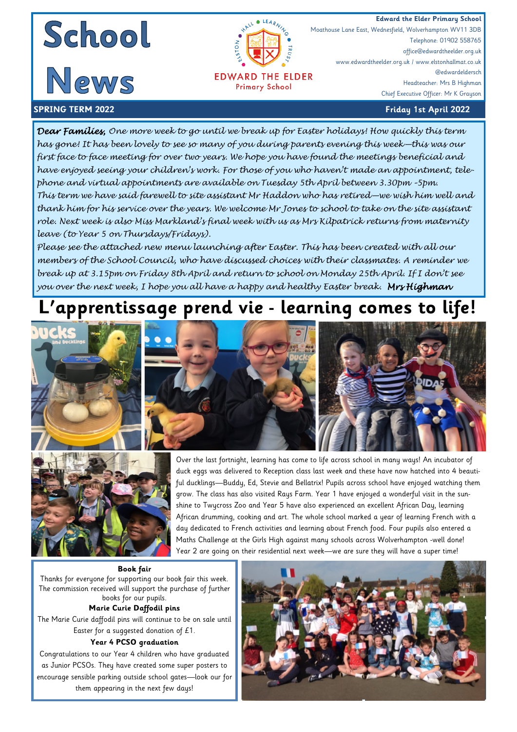# School News

**Edward the Elder Primary School**
Moathouse Lane East, Wednesfield, Wolverhampton WV11 3DB
Telephone: 01902 558765
office@edwardtheelder.org.uk
www.edwardtheelder.org.uk / www.elstonhallmat.co.uk
@edwardeldersch
Headteacher: Mrs B Highman
Chief Executive Officer: Mr K Grayson

EDWARD THE ELDER Primary School

**SPRING TERM 2022** — **Friday 1st April 2022**

***Dear Families,*** *One more week to go until we break up for Easter holidays! How quickly this term has gone! It has been lovely to see so many of you during parents evening this week—this was our first face to face meeting for over two years. We hope you have found the meetings beneficial and have enjoyed seeing your children's work. For those of you who haven't made an appointment, telephone and virtual appointments are available on Tuesday 5th April between 3.30pm -5pm.*

*This term we have said farewell to site assistant Mr Haddon who has retired—we wish him well and thank him for his service over the years. We welcome Mr Jones to school to take on the site assistant role. Next week is also Miss Markland's final week with us as Mrs Kilpatrick returns from maternity leave (to Year 5 on Thursdays/Fridays).*

*Please see the attached new menu launching after Easter. This has been created with all our members of the School Council, who have discussed choices with their classmates. A reminder we break up at 3.15pm on Friday 8th April and return to school on Monday 25th April. If I don't see you over the next week, I hope you all have a happy and healthy Easter break.* ***Mrs Highman***

## L'apprentissage prend vie - learning comes to life!

Over the last fortnight, learning has come to life across school in many ways! An incubator of duck eggs was delivered to Reception class last week and these have now hatched into 4 beautiful ducklings—Buddy, Ed, Stevie and Bellatrix! Pupils across school have enjoyed watching them grow. The class has also visited Rays Farm. Year 1 have enjoyed a wonderful visit in the sunshine to Twycross Zoo and Year 5 have also experienced an excellent African Day, learning African drumming, cooking and art. The whole school marked a year of learning French with a day dedicated to French activities and learning about French food. Four pupils also entered a Maths Challenge at the Girls High against many schools across Wolverhampton -well done! Year 2 are going on their residential next week—we are sure they will have a super time!

**Book fair**

Thanks for everyone for supporting our book fair this week. The commission received will support the purchase of further books for our pupils.

**Marie Curie Daffodil pins**

The Marie Curie daffodil pins will continue to be on sale until Easter for a suggested donation of £1.

**Year 4 PCSO graduation**

Congratulations to our Year 4 children who have graduated as Junior PCSOs. They have created some super posters to encourage sensible parking outside school gates—look our for them appearing in the next few days!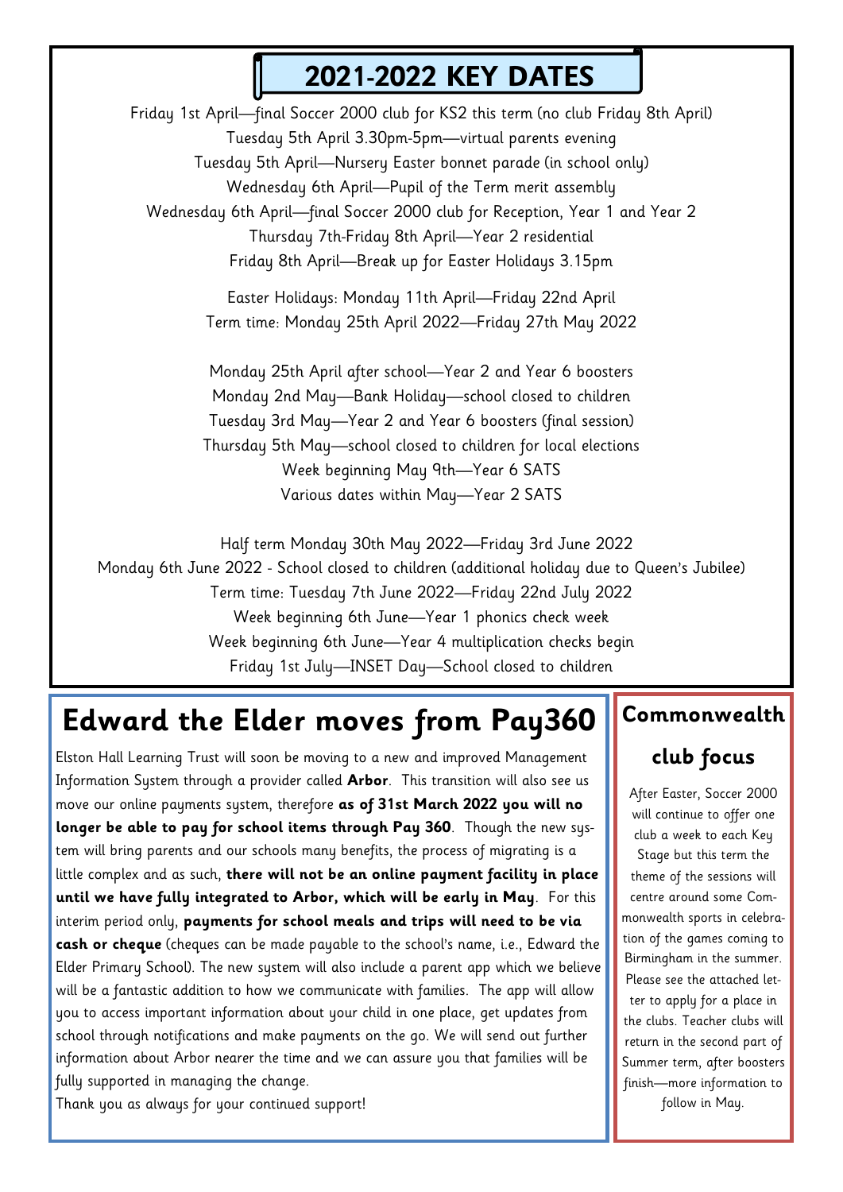# 2021-2022 KEY DATES

Friday 1st April—final Soccer 2000 club for KS2 this term (no club Friday 8th April)
Tuesday 5th April 3.30pm-5pm—virtual parents evening
Tuesday 5th April—Nursery Easter bonnet parade (in school only)
Wednesday 6th April—Pupil of the Term merit assembly
Wednesday 6th April—final Soccer 2000 club for Reception, Year 1 and Year 2
Thursday 7th-Friday 8th April—Year 2 residential
Friday 8th April—Break up for Easter Holidays 3.15pm

Easter Holidays: Monday 11th April—Friday 22nd April
Term time: Monday 25th April 2022—Friday 27th May 2022

Monday 25th April after school—Year 2 and Year 6 boosters
Monday 2nd May—Bank Holiday—school closed to children
Tuesday 3rd May—Year 2 and Year 6 boosters (final session)
Thursday 5th May—school closed to children for local elections
Week beginning May 9th—Year 6 SATS
Various dates within May—Year 2 SATS

Half term Monday 30th May 2022—Friday 3rd June 2022
Monday 6th June 2022 - School closed to children (additional holiday due to Queen's Jubilee)
Term time: Tuesday 7th June 2022—Friday 22nd July 2022
Week beginning 6th June—Year 1 phonics check week
Week beginning 6th June—Year 4 multiplication checks begin
Friday 1st July—INSET Day—School closed to children

## Edward the Elder moves from Pay360

Elston Hall Learning Trust will soon be moving to a new and improved Management Information System through a provider called **Arbor**. This transition will also see us move our online payments system, therefore **as of 31st March 2022 you will no longer be able to pay for school items through Pay 360**. Though the new system will bring parents and our schools many benefits, the process of migrating is a little complex and as such, **there will not be an online payment facility in place until we have fully integrated to Arbor, which will be early in May**. For this interim period only, **payments for school meals and trips will need to be via cash or cheque** (cheques can be made payable to the school's name, i.e., Edward the Elder Primary School). The new system will also include a parent app which we believe will be a fantastic addition to how we communicate with families. The app will allow you to access important information about your child in one place, get updates from school through notifications and make payments on the go. We will send out further information about Arbor nearer the time and we can assure you that families will be fully supported in managing the change.

Thank you as always for your continued support!

## Commonwealth club focus

After Easter, Soccer 2000 will continue to offer one club a week to each Key Stage but this term the theme of the sessions will centre around some Commonwealth sports in celebration of the games coming to Birmingham in the summer. Please see the attached letter to apply for a place in the clubs. Teacher clubs will return in the second part of Summer term, after boosters finish—more information to follow in May.